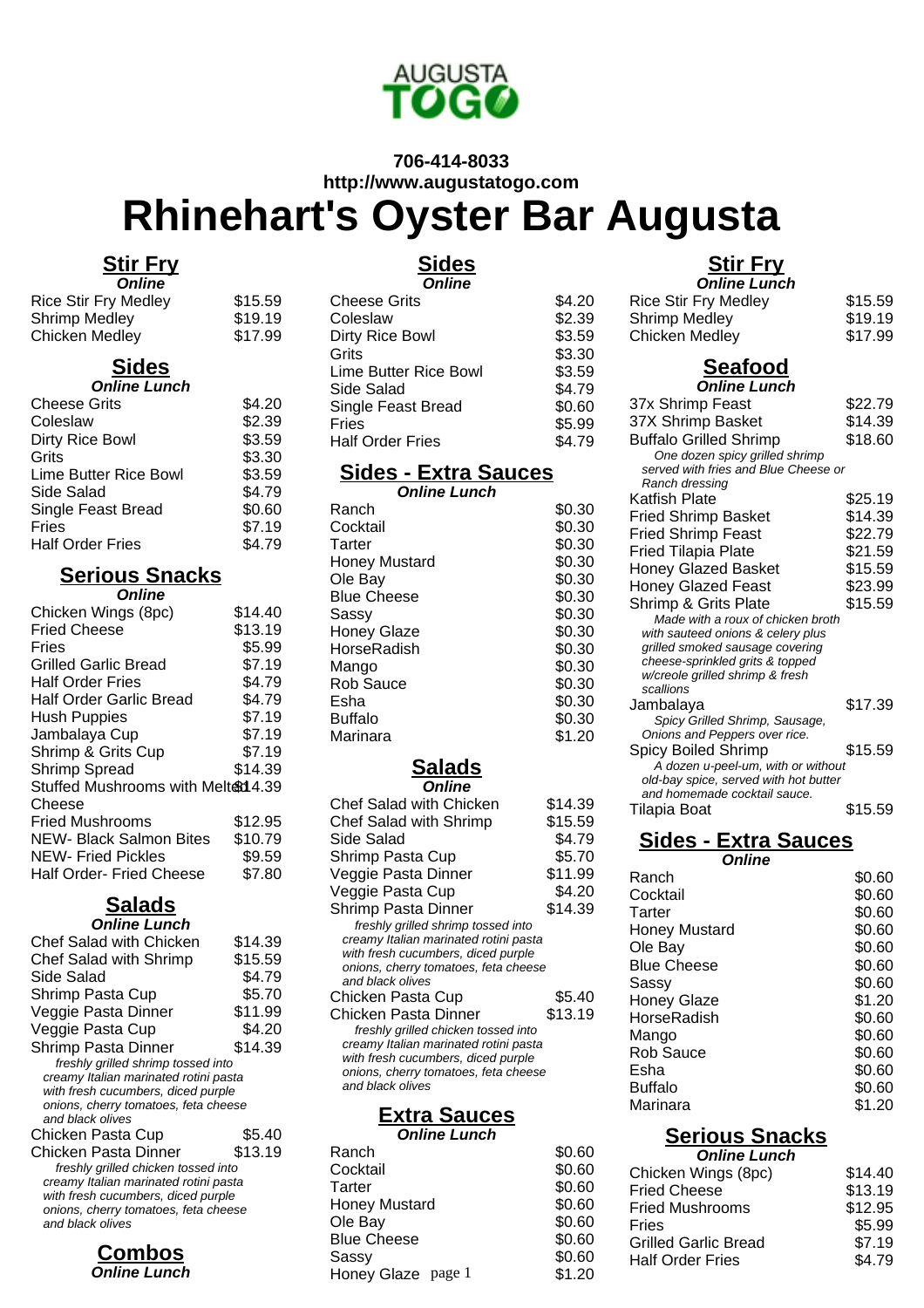AUGUSTA TOGO

**706-414-8033**
**http://www.augustatogo.com**

# Rhinehart's Oyster Bar Augusta

## Stir Fry
***Online***

| Item | Price |
|---|---|
| Rice Stir Fry Medley | $15.59 |
| Shrimp Medley | $19.19 |
| Chicken Medley | $17.99 |

## Sides
***Online Lunch***

| Item | Price |
|---|---|
| Cheese Grits | $4.20 |
| Coleslaw | $2.39 |
| Dirty Rice Bowl | $3.59 |
| Grits | $3.30 |
| Lime Butter Rice Bowl | $3.59 |
| Side Salad | $4.79 |
| Single Feast Bread | $0.60 |
| Fries | $7.19 |
| Half Order Fries | $4.79 |

## Serious Snacks
***Online***

| Item | Price |
|---|---|
| Chicken Wings (8pc) | $14.40 |
| Fried Cheese | $13.19 |
| Fries | $5.99 |
| Grilled Garlic Bread | $7.19 |
| Half Order Fries | $4.79 |
| Half Order Garlic Bread | $4.79 |
| Hush Puppies | $7.19 |
| Jambalaya Cup | $7.19 |
| Shrimp & Grits Cup | $7.19 |
| Shrimp Spread | $14.39 |
| Stuffed Mushrooms with Melted Cheese | $14.39 |
| Fried Mushrooms | $12.95 |
| NEW- Black Salmon Bites | $10.79 |
| NEW- Fried Pickles | $9.59 |
| Half Order- Fried Cheese | $7.80 |

## Salads
***Online Lunch***

| Item | Price |
|---|---|
| Chef Salad with Chicken | $14.39 |
| Chef Salad with Shrimp | $15.59 |
| Side Salad | $4.79 |
| Shrimp Pasta Cup | $5.70 |
| Veggie Pasta Dinner | $11.99 |
| Veggie Pasta Cup | $4.20 |
| Shrimp Pasta Dinner | $14.39 |

*freshly grilled shrimp tossed into creamy Italian marinated rotini pasta with fresh cucumbers, diced purple onions, cherry tomatoes, feta cheese and black olives*

| Item | Price |
|---|---|
| Chicken Pasta Cup | $5.40 |
| Chicken Pasta Dinner | $13.19 |

*freshly grilled chicken tossed into creamy Italian marinated rotini pasta with fresh cucumbers, diced purple onions, cherry tomatoes, feta cheese and black olives*

## Combos
***Online Lunch***

## Sides
***Online***

| Item | Price |
|---|---|
| Cheese Grits | $4.20 |
| Coleslaw | $2.39 |
| Dirty Rice Bowl | $3.59 |
| Grits | $3.30 |
| Lime Butter Rice Bowl | $3.59 |
| Side Salad | $4.79 |
| Single Feast Bread | $0.60 |
| Fries | $5.99 |
| Half Order Fries | $4.79 |

## Sides - Extra Sauces
***Online Lunch***

| Item | Price |
|---|---|
| Ranch | $0.30 |
| Cocktail | $0.30 |
| Tarter | $0.30 |
| Honey Mustard | $0.30 |
| Ole Bay | $0.30 |
| Blue Cheese | $0.30 |
| Sassy | $0.30 |
| Honey Glaze | $0.30 |
| HorseRadish | $0.30 |
| Mango | $0.30 |
| Rob Sauce | $0.30 |
| Esha | $0.30 |
| Buffalo | $0.30 |
| Marinara | $1.20 |

## Salads
***Online***

| Item | Price |
|---|---|
| Chef Salad with Chicken | $14.39 |
| Chef Salad with Shrimp | $15.59 |
| Side Salad | $4.79 |
| Shrimp Pasta Cup | $5.70 |
| Veggie Pasta Dinner | $11.99 |
| Veggie Pasta Cup | $4.20 |
| Shrimp Pasta Dinner | $14.39 |

*freshly grilled shrimp tossed into creamy Italian marinated rotini pasta with fresh cucumbers, diced purple onions, cherry tomatoes, feta cheese and black olives*

| Item | Price |
|---|---|
| Chicken Pasta Cup | $5.40 |
| Chicken Pasta Dinner | $13.19 |

*freshly grilled chicken tossed into creamy Italian marinated rotini pasta with fresh cucumbers, diced purple onions, cherry tomatoes, feta cheese and black olives*

## Extra Sauces
***Online Lunch***

| Item | Price |
|---|---|
| Ranch | $0.60 |
| Cocktail | $0.60 |
| Tarter | $0.60 |
| Honey Mustard | $0.60 |
| Ole Bay | $0.60 |
| Blue Cheese | $0.60 |
| Sassy | $0.60 |
| Honey Glaze | $1.20 |

## Stir Fry
***Online Lunch***

| Item | Price |
|---|---|
| Rice Stir Fry Medley | $15.59 |
| Shrimp Medley | $19.19 |
| Chicken Medley | $17.99 |

## Seafood
***Online Lunch***

| Item | Price |
|---|---|
| 37x Shrimp Feast | $22.79 |
| 37X Shrimp Basket | $14.39 |
| Buffalo Grilled Shrimp | $18.60 |

*One dozen spicy grilled shrimp served with fries and Blue Cheese or Ranch dressing*

| Item | Price |
|---|---|
| Katfish Plate | $25.19 |
| Fried Shrimp Basket | $14.39 |
| Fried Shrimp Feast | $22.79 |
| Fried Tilapia Plate | $21.59 |
| Honey Glazed Basket | $15.59 |
| Honey Glazed Feast | $23.99 |
| Shrimp & Grits Plate | $15.59 |

*Made with a roux of chicken broth with sauteed onions & celery plus grilled smoked sausage covering cheese-sprinkled grits & topped w/creole grilled shrimp & fresh scallions*

| Item | Price |
|---|---|
| Jambalaya | $17.39 |

*Spicy Grilled Shrimp, Sausage, Onions and Peppers over rice.*

| Item | Price |
|---|---|
| Spicy Boiled Shrimp | $15.59 |

*A dozen u-peel-um, with or without old-bay spice, served with hot butter and homemade cocktail sauce.*

| Item | Price |
|---|---|
| Tilapia Boat | $15.59 |

## Sides - Extra Sauces
***Online***

| Item | Price |
|---|---|
| Ranch | $0.60 |
| Cocktail | $0.60 |
| Tarter | $0.60 |
| Honey Mustard | $0.60 |
| Ole Bay | $0.60 |
| Blue Cheese | $0.60 |
| Sassy | $0.60 |
| Honey Glaze | $1.20 |
| HorseRadish | $0.60 |
| Mango | $0.60 |
| Rob Sauce | $0.60 |
| Esha | $0.60 |
| Buffalo | $0.60 |
| Marinara | $1.20 |

## Serious Snacks
***Online Lunch***

| Item | Price |
|---|---|
| Chicken Wings (8pc) | $14.40 |
| Fried Cheese | $13.19 |
| Fried Mushrooms | $12.95 |
| Fries | $5.99 |
| Grilled Garlic Bread | $7.19 |
| Half Order Fries | $4.79 |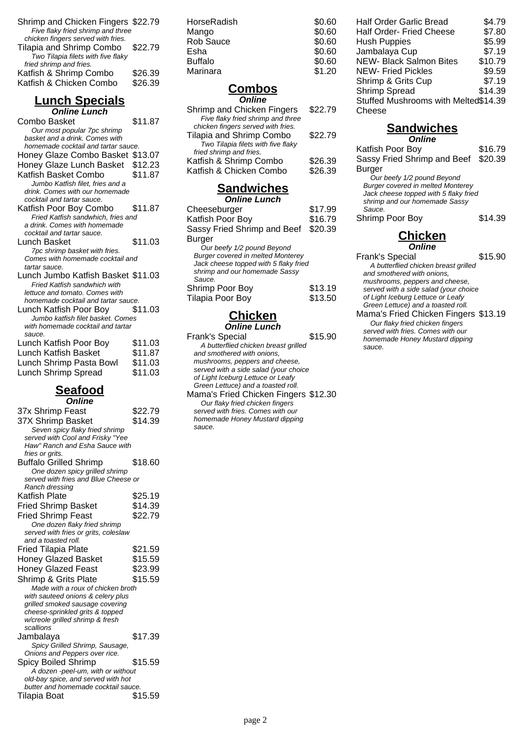Shrimp and Chicken Fingers $22.79
*Five flaky fried shrimp and three chicken fingers served with fries.*

Tilapia and Shrimp Combo $22.79
*Two Tilapia filets with five flaky fried shrimp and fries.*

Katfish & Shrimp Combo $26.39

Katfish & Chicken Combo $26.39

## Lunch Specials

***Online Lunch***

Combo Basket $11.87
*Our most popular 7pc shrimp basket and a drink. Comes with homemade cocktail and tartar sauce.*

Honey Glaze Combo Basket $13.07

Honey Glaze Lunch Basket $12.23

Katfish Basket Combo $11.87
*Jumbo Katfish filet, fries and a drink. Comes with our homemade cocktail and tartar sauce.*

Katfish Poor Boy Combo $11.87
*Fried Katfish sandwich, fries and a drink. Comes with homemade cocktail and tartar sauce.*

Lunch Basket $11.03
*7pc shrimp basket with fries. Comes with homemade cocktail and tartar sauce.*

Lunch Jumbo Katfish Basket $11.03
*Fried Katfish sandwhich with lettuce and tomato. Comes with homemade cocktail and tartar sauce.*

Lunch Katfish Poor Boy $11.03
*Jumbo katfish filet basket. Comes with homemade cocktail and tartar sauce.*

Lunch Katfish Poor Boy $11.03

Lunch Katfish Basket $11.87

Lunch Shrimp Pasta Bowl $11.03

Lunch Shrimp Spread $11.03

## Seafood

***Online***

37x Shrimp Feast $22.79

37X Shrimp Basket $14.39
*Seven spicy flaky fried shrimp served with Cool and Frisky "Yee Haw" Ranch and Esha Sauce with fries or grits.*

Buffalo Grilled Shrimp $18.60
*One dozen spicy grilled shrimp served with fries and Blue Cheese or Ranch dressing*

Katfish Plate $25.19

Fried Shrimp Basket $14.39

Fried Shrimp Feast $22.79
*One dozen flaky fried shrimp served with fries or grits, coleslaw and a toasted roll.*

Fried Tilapia Plate $21.59

Honey Glazed Basket $15.59

Honey Glazed Feast $23.99

Shrimp & Grits Plate $15.59
*Made with a roux of chicken broth with sauteed onions & celery plus grilled smoked sausage covering cheese-sprinkled grits & topped w/creole grilled shrimp & fresh scallions*

Jambalaya $17.39
*Spicy Grilled Shrimp, Sausage, Onions and Peppers over rice.*

Spicy Boiled Shrimp $15.59
*A dozen -peel-um, with or without old-bay spice, and served with hot butter and homemade cocktail sauce.*

Tilapia Boat $15.59

HorseRadish $0.60

Mango $0.60

Rob Sauce $0.60

Esha $0.60

Buffalo $0.60

Marinara $1.20

## Combos

***Online***

Shrimp and Chicken Fingers $22.79
*Five flaky fried shrimp and three chicken fingers served with fries.*

Tilapia and Shrimp Combo $22.79
*Two Tilapia filets with five flaky fried shrimp and fries.*

Katfish & Shrimp Combo $26.39

Katfish & Chicken Combo $26.39

## Sandwiches

***Online Lunch***

Cheeseburger $17.99

Katfish Poor Boy $16.79

Sassy Fried Shrimp and Beef Burger $20.39
*Our beefy 1/2 pound Beyond Burger covered in melted Monterey Jack cheese topped with 5 flaky fried shrimp and our homemade Sassy Sauce.*

Shrimp Poor Boy $13.19

Tilapia Poor Boy $13.50

## Chicken

***Online Lunch***

Frank's Special $15.90
*A butterflied chicken breast grilled and smothered with onions, mushrooms, peppers and cheese, served with a side salad (your choice of Light Iceburg Lettuce or Leafy Green Lettuce) and a toasted roll.*

Mama's Fried Chicken Fingers $12.30
*Our flaky fried chicken fingers served with fries. Comes with our homemade Honey Mustard dipping sauce.*

Half Order Garlic Bread $4.79

Half Order- Fried Cheese $7.80

Hush Puppies $5.99

Jambalaya Cup $7.19

NEW- Black Salmon Bites $10.79

NEW- Fried Pickles $9.59

Shrimp & Grits Cup $7.19

Shrimp Spread $14.39

Stuffed Mushrooms with Melted Cheese $14.39

## Sandwiches

***Online***

Katfish Poor Boy $16.79

Sassy Fried Shrimp and Beef Burger $20.39
*Our beefy 1/2 pound Beyond Burger covered in melted Monterey Jack cheese topped with 5 flaky fried shrimp and our homemade Sassy Sauce.*

Shrimp Poor Boy $14.39

## Chicken

***Online***

Frank's Special $15.90
*A butterflied chicken breast grilled and smothered with onions, mushrooms, peppers and cheese, served with a side salad (your choice of Light Iceburg Lettuce or Leafy Green Lettuce) and a toasted roll.*

Mama's Fried Chicken Fingers $13.19
*Our flaky fried chicken fingers served with fries. Comes with our homemade Honey Mustard dipping sauce.*